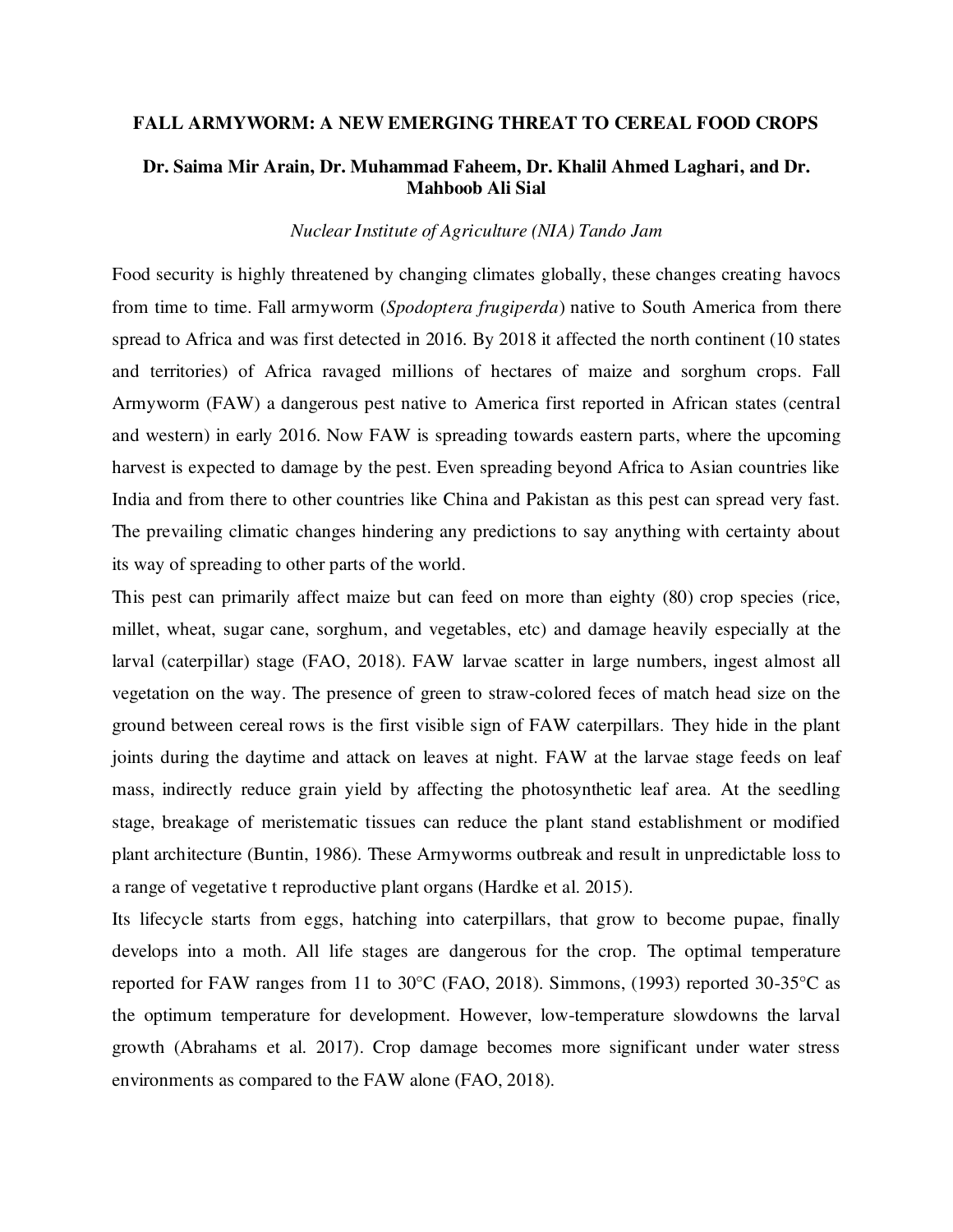# FALL ARMYWORM: A NEW EMERGING THREAT TO CEREAL FOOD CROPS

**Dr. Saima Mir Arain, Dr. Muhammad Faheem, Dr. Khalil Ahmed Laghari, and Dr. Mahboob Ali Sial**

*Nuclear Institute of Agriculture (NIA) Tando Jam*

Food security is highly threatened by changing climates globally, these changes creating havocs from time to time. Fall armyworm (*Spodoptera frugiperda*) native to South America from there spread to Africa and was first detected in 2016. By 2018 it affected the north continent (10 states and territories) of Africa ravaged millions of hectares of maize and sorghum crops. Fall Armyworm (FAW) a dangerous pest native to America first reported in African states (central and western) in early 2016. Now FAW is spreading towards eastern parts, where the upcoming harvest is expected to damage by the pest. Even spreading beyond Africa to Asian countries like India and from there to other countries like China and Pakistan as this pest can spread very fast. The prevailing climatic changes hindering any predictions to say anything with certainty about its way of spreading to other parts of the world.

This pest can primarily affect maize but can feed on more than eighty (80) crop species (rice, millet, wheat, sugar cane, sorghum, and vegetables, etc) and damage heavily especially at the larval (caterpillar) stage (FAO, 2018). FAW larvae scatter in large numbers, ingest almost all vegetation on the way. The presence of green to straw-colored feces of match head size on the ground between cereal rows is the first visible sign of FAW caterpillars. They hide in the plant joints during the daytime and attack on leaves at night. FAW at the larvae stage feeds on leaf mass, indirectly reduce grain yield by affecting the photosynthetic leaf area. At the seedling stage, breakage of meristematic tissues can reduce the plant stand establishment or modified plant architecture (Buntin, 1986). These Armyworms outbreak and result in unpredictable loss to a range of vegetative t reproductive plant organs (Hardke et al. 2015).

Its lifecycle starts from eggs, hatching into caterpillars, that grow to become pupae, finally develops into a moth. All life stages are dangerous for the crop. The optimal temperature reported for FAW ranges from 11 to 30°C (FAO, 2018). Simmons, (1993) reported 30-35°C as the optimum temperature for development. However, low-temperature slowdowns the larval growth (Abrahams et al. 2017). Crop damage becomes more significant under water stress environments as compared to the FAW alone (FAO, 2018).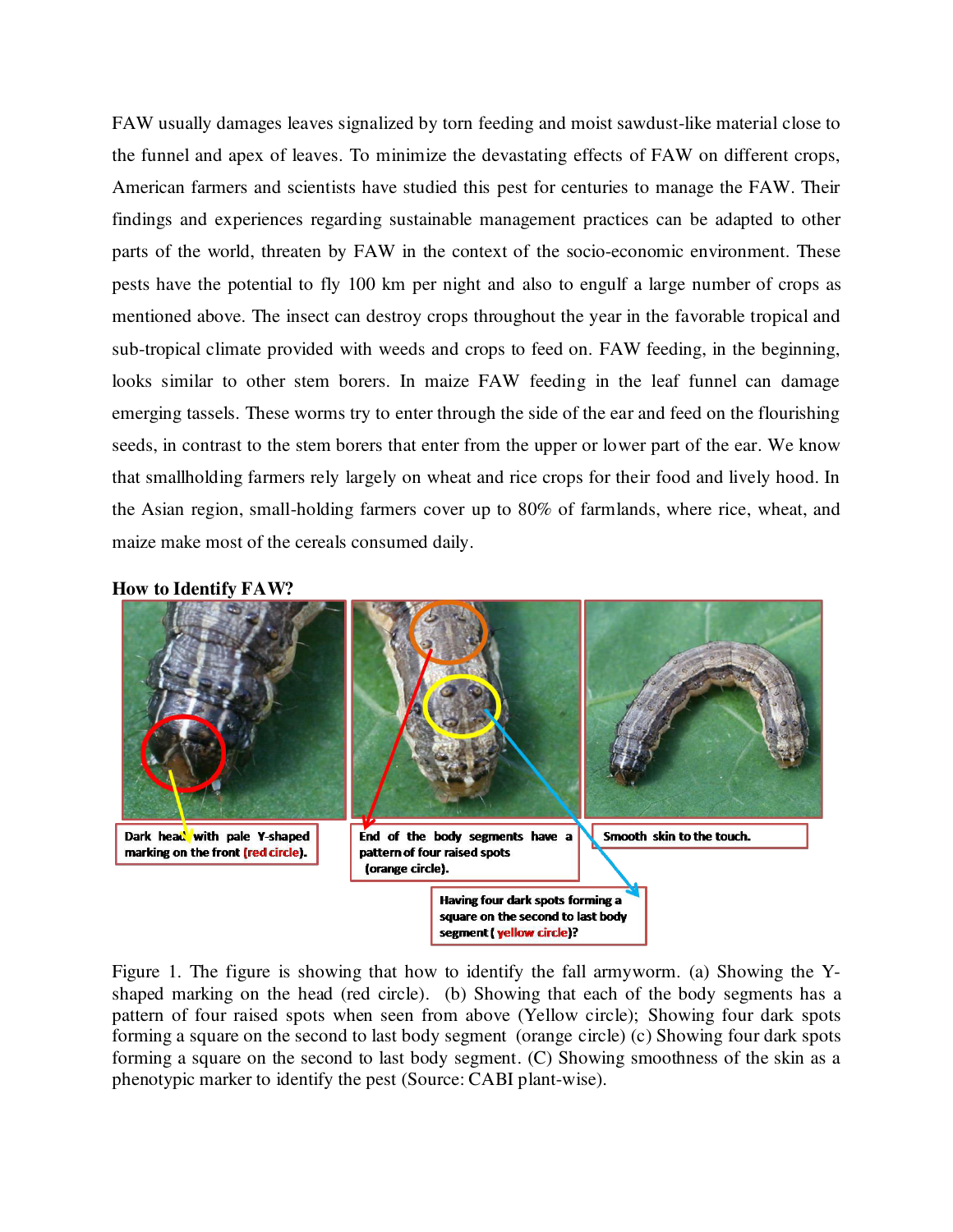FAW usually damages leaves signalized by torn feeding and moist sawdust-like material close to the funnel and apex of leaves. To minimize the devastating effects of FAW on different crops, American farmers and scientists have studied this pest for centuries to manage the FAW. Their findings and experiences regarding sustainable management practices can be adapted to other parts of the world, threaten by FAW in the context of the socio-economic environment. These pests have the potential to fly 100 km per night and also to engulf a large number of crops as mentioned above. The insect can destroy crops throughout the year in the favorable tropical and sub-tropical climate provided with weeds and crops to feed on. FAW feeding, in the beginning, looks similar to other stem borers. In maize FAW feeding in the leaf funnel can damage emerging tassels. These worms try to enter through the side of the ear and feed on the flourishing seeds, in contrast to the stem borers that enter from the upper or lower part of the ear. We know that smallholding farmers rely largely on wheat and rice crops for their food and lively hood. In the Asian region, small-holding farmers cover up to 80% of farmlands, where rice, wheat, and maize make most of the cereals consumed daily.

**How to Identify FAW?**

Dark head with pale Y-shaped marking on the front (red circle).

End of the body segments have a pattern of four raised spots (orange circle).

Smooth skin to the touch.

Having four dark spots forming a square on the second to last body segment (yellow circle)?

Figure 1. The figure is showing that how to identify the fall armyworm. (a) Showing the Y-shaped marking on the head (red circle). (b) Showing that each of the body segments has a pattern of four raised spots when seen from above (Yellow circle); Showing four dark spots forming a square on the second to last body segment (orange circle) (c) Showing four dark spots forming a square on the second to last body segment. (C) Showing smoothness of the skin as a phenotypic marker to identify the pest (Source: CABI plant-wise).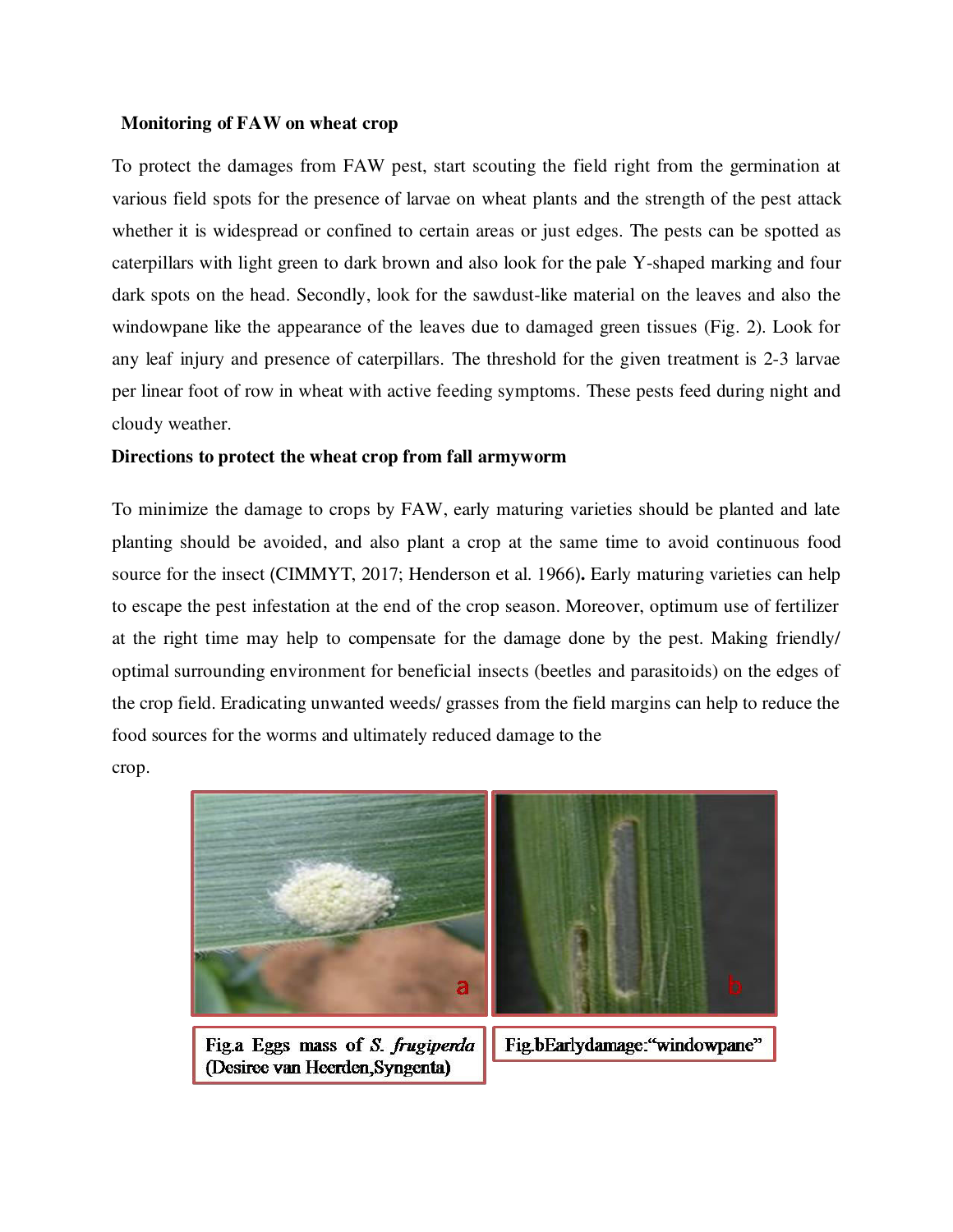**Monitoring of FAW on wheat crop**

To protect the damages from FAW pest, start scouting the field right from the germination at various field spots for the presence of larvae on wheat plants and the strength of the pest attack whether it is widespread or confined to certain areas or just edges. The pests can be spotted as caterpillars with light green to dark brown and also look for the pale Y-shaped marking and four dark spots on the head. Secondly, look for the sawdust-like material on the leaves and also the windowpane like the appearance of the leaves due to damaged green tissues (Fig. 2). Look for any leaf injury and presence of caterpillars. The threshold for the given treatment is 2-3 larvae per linear foot of row in wheat with active feeding symptoms. These pests feed during night and cloudy weather.

**Directions to protect the wheat crop from fall armyworm**

To minimize the damage to crops by FAW, early maturing varieties should be planted and late planting should be avoided, and also plant a crop at the same time to avoid continuous food source for the insect (CIMMYT, 2017; Henderson et al. 1966**).** Early maturing varieties can help to escape the pest infestation at the end of the crop season. Moreover, optimum use of fertilizer at the right time may help to compensate for the damage done by the pest. Making friendly/ optimal surrounding environment for beneficial insects (beetles and parasitoids) on the edges of the crop field. Eradicating unwanted weeds/ grasses from the field margins can help to reduce the food sources for the worms and ultimately reduced damage to the crop.

Fig.a Eggs mass of *S. frugiperda* (Desiree van Heerden,Syngenta)

Fig.bEarlydamage:"windowpane"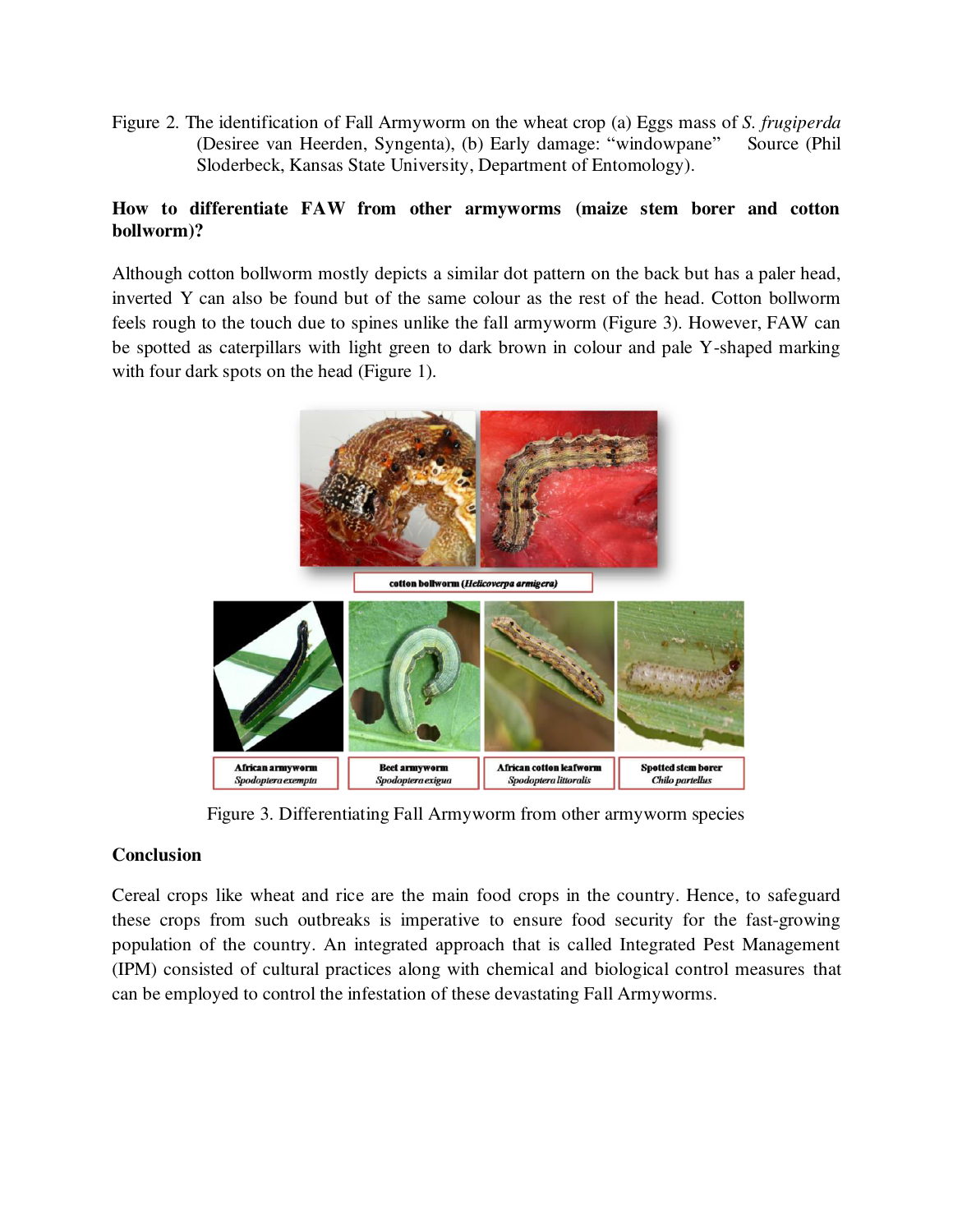Figure 2. The identification of Fall Armyworm on the wheat crop (a) Eggs mass of *S. frugiperda* (Desiree van Heerden, Syngenta), (b) Early damage: "windowpane" Source (Phil Sloderbeck, Kansas State University, Department of Entomology).

**How to differentiate FAW from other armyworms (maize stem borer and cotton bollworm)?**

Although cotton bollworm mostly depicts a similar dot pattern on the back but has a paler head, inverted Y can also be found but of the same colour as the rest of the head. Cotton bollworm feels rough to the touch due to spines unlike the fall armyworm (Figure 3). However, FAW can be spotted as caterpillars with light green to dark brown in colour and pale Y-shaped marking with four dark spots on the head (Figure 1).

cotton bollworm (*Helicoverpa armigera*)

African armyworm *Spodoptera exempta*

Beet armyworm *Spodoptera exigua*

African cotton leafworm *Spodoptera littoralis*

Spotted stem borer *Chilo partellus*

Figure 3. Differentiating Fall Armyworm from other armyworm species

**Conclusion**

Cereal crops like wheat and rice are the main food crops in the country. Hence, to safeguard these crops from such outbreaks is imperative to ensure food security for the fast-growing population of the country. An integrated approach that is called Integrated Pest Management (IPM) consisted of cultural practices along with chemical and biological control measures that can be employed to control the infestation of these devastating Fall Armyworms.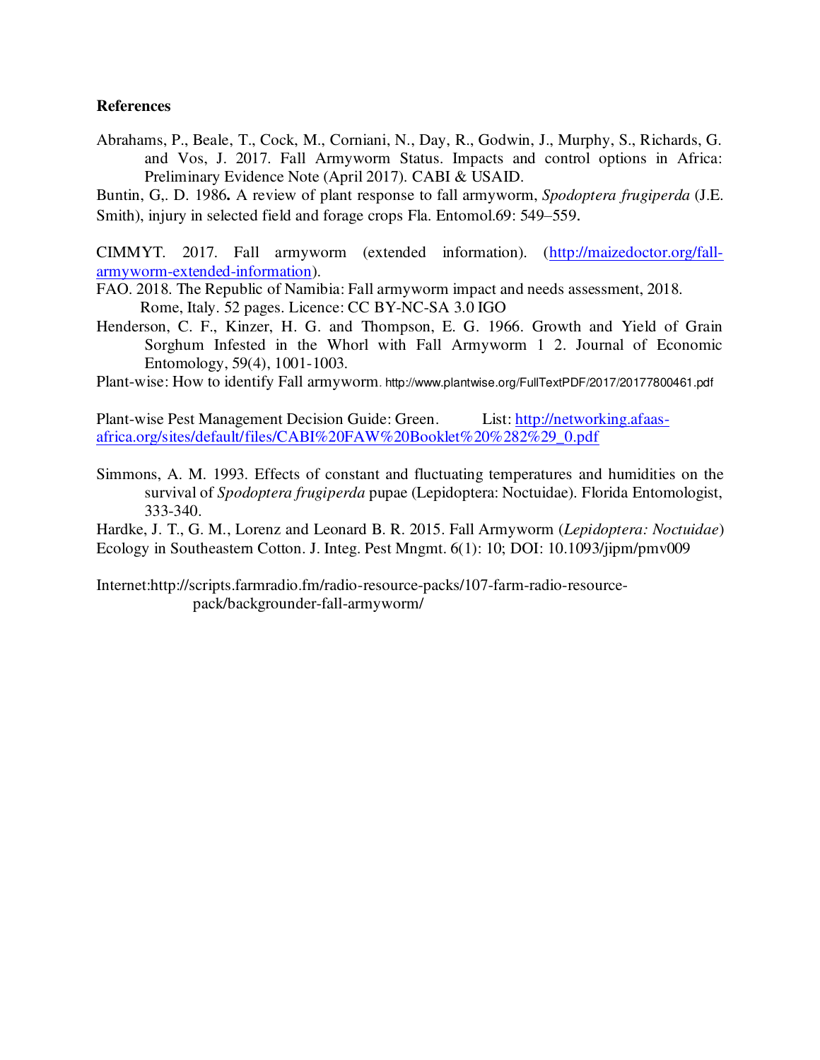**References**

Abrahams, P., Beale, T., Cock, M., Corniani, N., Day, R., Godwin, J., Murphy, S., Richards, G. and Vos, J. 2017. Fall Armyworm Status. Impacts and control options in Africa: Preliminary Evidence Note (April 2017). CABI & USAID.

Buntin, G,. D. 1986**.** A review of plant response to fall armyworm, *Spodoptera frugiperda* (J.E. Smith), injury in selected field and forage crops Fla. Entomol.69: 549–559**.**

CIMMYT. 2017. Fall armyworm (extended information). (http://maizedoctor.org/fall-armyworm-extended-information).

FAO. 2018. The Republic of Namibia: Fall armyworm impact and needs assessment, 2018. Rome, Italy. 52 pages. Licence: CC BY-NC-SA 3.0 IGO

Henderson, C. F., Kinzer, H. G. and Thompson, E. G. 1966. Growth and Yield of Grain Sorghum Infested in the Whorl with Fall Armyworm 1 2. Journal of Economic Entomology, 59(4), 1001-1003.

Plant-wise: How to identify Fall armyworm. http://www.plantwise.org/FullTextPDF/2017/20177800461.pdf

Plant-wise Pest Management Decision Guide: Green. List: http://networking.afaas-africa.org/sites/default/files/CABI%20FAW%20Booklet%20%282%29_0.pdf

Simmons, A. M. 1993. Effects of constant and fluctuating temperatures and humidities on the survival of *Spodoptera frugiperda* pupae (Lepidoptera: Noctuidae). Florida Entomologist, 333-340.

Hardke, J. T., G. M., Lorenz and Leonard B. R. 2015. Fall Armyworm (*Lepidoptera: Noctuidae*) Ecology in Southeastern Cotton. J. Integ. Pest Mngmt. 6(1): 10; DOI: 10.1093/jipm/pmv009

Internet:http://scripts.farmradio.fm/radio-resource-packs/107-farm-radio-resource-pack/backgrounder-fall-armyworm/